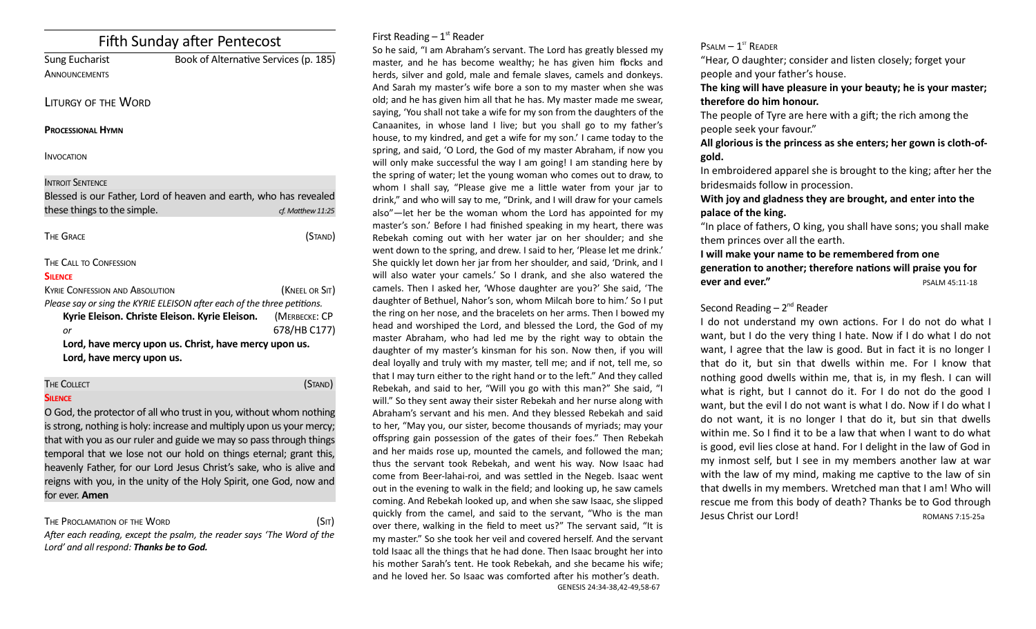# Fifth Sunday after Pentecost

Sung Eucharist — Book of Alternative Services (p. 185)

ANNOUNCEMENTS

## LITURGY OF THE WORD

**PROCESSIONAL HYMN**

INVOCATION

INTROIT SENTENCE

Blessed is our Father, Lord of heaven and earth, who has revealed these things to the simple. *cf. Matthew 11:25*

THE GRACE (STAND)

THE CALL TO CONFESSION

**SILENCE**

KYRIE CONFESSION AND ABSOLUTION (KNEEL OR SIT)

*Please say or sing the KYRIE ELEISON after each of the three petitions.*

**Kyrie Eleison. Christe Eleison. Kyrie Eleison.** (MERBECKE: CP 678/HB C177)

*or*

**Lord, have mercy upon us. Christ, have mercy upon us. Lord, have mercy upon us.**

THE COLLECT (STAND)

**SILENCE**

O God, the protector of all who trust in you, without whom nothing is strong, nothing is holy: increase and multiply upon us your mercy; that with you as our ruler and guide we may so pass through things temporal that we lose not our hold on things eternal; grant this, heavenly Father, for our Lord Jesus Christ's sake, who is alive and reigns with you, in the unity of the Holy Spirit, one God, now and for ever. **Amen**

THE PROCLAMATION OF THE WORD (SIT)

*After each reading, except the psalm, the reader says 'The Word of the Lord' and all respond: **Thanks be to God.***

First Reading – 1st Reader

So he said, "I am Abraham's servant. The Lord has greatly blessed my master, and he has become wealthy; he has given him flocks and herds, silver and gold, male and female slaves, camels and donkeys. And Sarah my master's wife bore a son to my master when she was old; and he has given him all that he has. My master made me swear, saying, 'You shall not take a wife for my son from the daughters of the Canaanites, in whose land I live; but you shall go to my father's house, to my kindred, and get a wife for my son.' I came today to the spring, and said, 'O Lord, the God of my master Abraham, if now you will only make successful the way I am going! I am standing here by the spring of water; let the young woman who comes out to draw, to whom I shall say, "Please give me a little water from your jar to drink," and who will say to me, "Drink, and I will draw for your camels also"—let her be the woman whom the Lord has appointed for my master's son.' Before I had finished speaking in my heart, there was Rebekah coming out with her water jar on her shoulder; and she went down to the spring, and drew. I said to her, 'Please let me drink.' She quickly let down her jar from her shoulder, and said, 'Drink, and I will also water your camels.' So I drank, and she also watered the camels. Then I asked her, 'Whose daughter are you?' She said, 'The daughter of Bethuel, Nahor's son, whom Milcah bore to him.' So I put the ring on her nose, and the bracelets on her arms. Then I bowed my head and worshiped the Lord, and blessed the Lord, the God of my master Abraham, who had led me by the right way to obtain the daughter of my master's kinsman for his son. Now then, if you will deal loyally and truly with my master, tell me; and if not, tell me, so that I may turn either to the right hand or to the left." And they called Rebekah, and said to her, "Will you go with this man?" She said, "I will." So they sent away their sister Rebekah and her nurse along with Abraham's servant and his men. And they blessed Rebekah and said to her, "May you, our sister, become thousands of myriads; may your offspring gain possession of the gates of their foes." Then Rebekah and her maids rose up, mounted the camels, and followed the man; thus the servant took Rebekah, and went his way. Now Isaac had come from Beer-lahai-roi, and was settled in the Negeb. Isaac went out in the evening to walk in the field; and looking up, he saw camels coming. And Rebekah looked up, and when she saw Isaac, she slipped quickly from the camel, and said to the servant, "Who is the man over there, walking in the field to meet us?" The servant said, "It is my master." So she took her veil and covered herself. And the servant told Isaac all the things that he had done. Then Isaac brought her into his mother Sarah's tent. He took Rebekah, and she became his wife; and he loved her. So Isaac was comforted after his mother's death.
GENESIS 24:34-38,42-49,58-67

PSALM – 1st READER

"Hear, O daughter; consider and listen closely; forget your people and your father's house.

**The king will have pleasure in your beauty; he is your master; therefore do him honour.**

The people of Tyre are here with a gift; the rich among the people seek your favour."

**All glorious is the princess as she enters; her gown is cloth-of-gold.**

In embroidered apparel she is brought to the king; after her the bridesmaids follow in procession.

**With joy and gladness they are brought, and enter into the palace of the king.**

"In place of fathers, O king, you shall have sons; you shall make them princes over all the earth.

**I will make your name to be remembered from one generation to another; therefore nations will praise you for ever and ever."**
PSALM 45:11-18

Second Reading – 2nd Reader

I do not understand my own actions. For I do not do what I want, but I do the very thing I hate. Now if I do what I do not want, I agree that the law is good. But in fact it is no longer I that do it, but sin that dwells within me. For I know that nothing good dwells within me, that is, in my flesh. I can will what is right, but I cannot do it. For I do not do the good I want, but the evil I do not want is what I do. Now if I do what I do not want, it is no longer I that do it, but sin that dwells within me. So I find it to be a law that when I want to do what is good, evil lies close at hand. For I delight in the law of God in my inmost self, but I see in my members another law at war with the law of my mind, making me captive to the law of sin that dwells in my members. Wretched man that I am! Who will rescue me from this body of death? Thanks be to God through Jesus Christ our Lord!
ROMANS 7:15-25a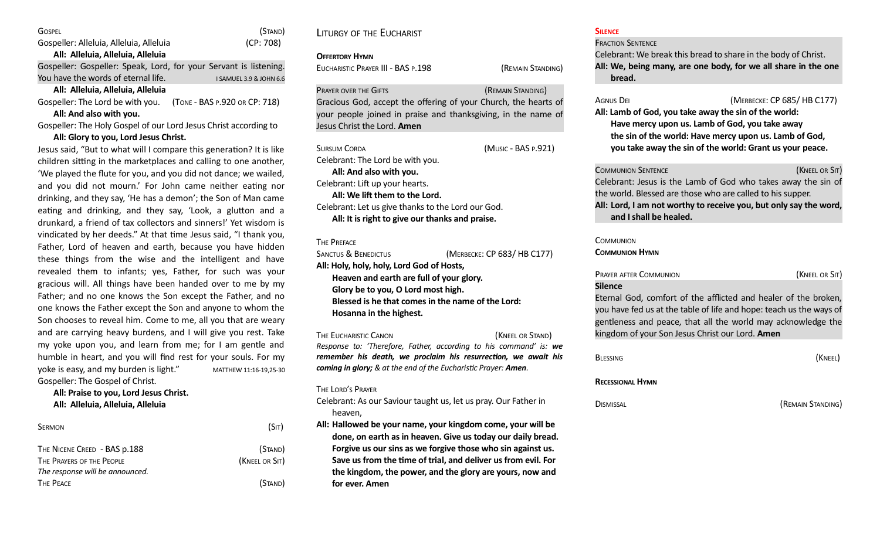Gospel (Stand)

Gospeller: Alleluia, Alleluia, Alleluia (CP: 708)

**All: Alleluia, Alleluia, Alleluia**

Gospeller: Gospeller: Speak, Lord, for your Servant is listening. You have the words of eternal life. I SAMUEL 3.9 & JOHN 6.6

**All: Alleluia, Alleluia, Alleluia**

Gospeller: The Lord be with you. (Tone - BAS p.920 or CP: 718)

**All: And also with you.**

Gospeller: The Holy Gospel of our Lord Jesus Christ according to

**All: Glory to you, Lord Jesus Christ.**

Jesus said, "But to what will I compare this generation? It is like children sitting in the marketplaces and calling to one another, 'We played the flute for you, and you did not dance; we wailed, and you did not mourn.' For John came neither eating nor drinking, and they say, 'He has a demon'; the Son of Man came eating and drinking, and they say, 'Look, a glutton and a drunkard, a friend of tax collectors and sinners!' Yet wisdom is vindicated by her deeds." At that time Jesus said, "I thank you, Father, Lord of heaven and earth, because you have hidden these things from the wise and the intelligent and have revealed them to infants; yes, Father, for such was your gracious will. All things have been handed over to me by my Father; and no one knows the Son except the Father, and no one knows the Father except the Son and anyone to whom the Son chooses to reveal him. Come to me, all you that are weary and are carrying heavy burdens, and I will give you rest. Take my yoke upon you, and learn from me; for I am gentle and humble in heart, and you will find rest for your souls. For my yoke is easy, and my burden is light." MATTHEW 11:16-19,25-30

Gospeller: The Gospel of Christ.

**All: Praise to you, Lord Jesus Christ.**

**All: Alleluia, Alleluia, Alleluia**

Sermon (Sit)

The Nicene Creed - BAS p.188 (Stand)

The Prayers of the People (Kneel or Sit)

*The response will be announced.*

The Peace (Stand)

## Liturgy of the Eucharist

**Offertory Hymn**

Eucharistic Prayer III - BAS p.198 (Remain Standing)

Prayer over the Gifts (Remain Standing)

Gracious God, accept the offering of your Church, the hearts of your people joined in praise and thanksgiving, in the name of Jesus Christ the Lord. **Amen**

Sursum Corda (Music - BAS p.921)

Celebrant: The Lord be with you.

**All: And also with you.**

Celebrant: Lift up your hearts.

**All: We lift them to the Lord.**

Celebrant: Let us give thanks to the Lord our God.

**All: It is right to give our thanks and praise.**

The Preface

Sanctus & Benedictus (Merbecke: CP 683/ HB C177)

**All: Holy, holy, holy, Lord God of Hosts,**
**Heaven and earth are full of your glory.**
**Glory be to you, O Lord most high.**
**Blessed is he that comes in the name of the Lord:**
**Hosanna in the highest.**

The Eucharistic Canon (Kneel or Stand)

*Response to: 'Therefore, Father, according to his command' is:* ***we remember his death, we proclaim his resurrection, we await his coming in glory;*** *& at the end of the Eucharistic Prayer:* ***Amen****.*

The Lord's Prayer

Celebrant: As our Saviour taught us, let us pray. Our Father in heaven,

**All: Hallowed be your name, your kingdom come, your will be done, on earth as in heaven. Give us today our daily bread. Forgive us our sins as we forgive those who sin against us. Save us from the time of trial, and deliver us from evil. For the kingdom, the power, and the glory are yours, now and for ever. Amen**

**Silence**

Fraction Sentence

Celebrant: We break this bread to share in the body of Christ.

**All: We, being many, are one body, for we all share in the one bread.**

Agnus Dei (Merbecke: CP 685/ HB C177)

**All: Lamb of God, you take away the sin of the world:**
**Have mercy upon us. Lamb of God, you take away the sin of the world: Have mercy upon us. Lamb of God, you take away the sin of the world: Grant us your peace.**

Communion Sentence (Kneel or Sit)

Celebrant: Jesus is the Lamb of God who takes away the sin of the world. Blessed are those who are called to his supper.

**All: Lord, I am not worthy to receive you, but only say the word, and I shall be healed.**

Communion

**Communion Hymn**

Prayer after Communion (Kneel or Sit)

**Silence**

Eternal God, comfort of the afflicted and healer of the broken, you have fed us at the table of life and hope: teach us the ways of gentleness and peace, that all the world may acknowledge the kingdom of your Son Jesus Christ our Lord. **Amen**

Blessing (Kneel)

**Recessional Hymn**

Dismissal (Remain Standing)